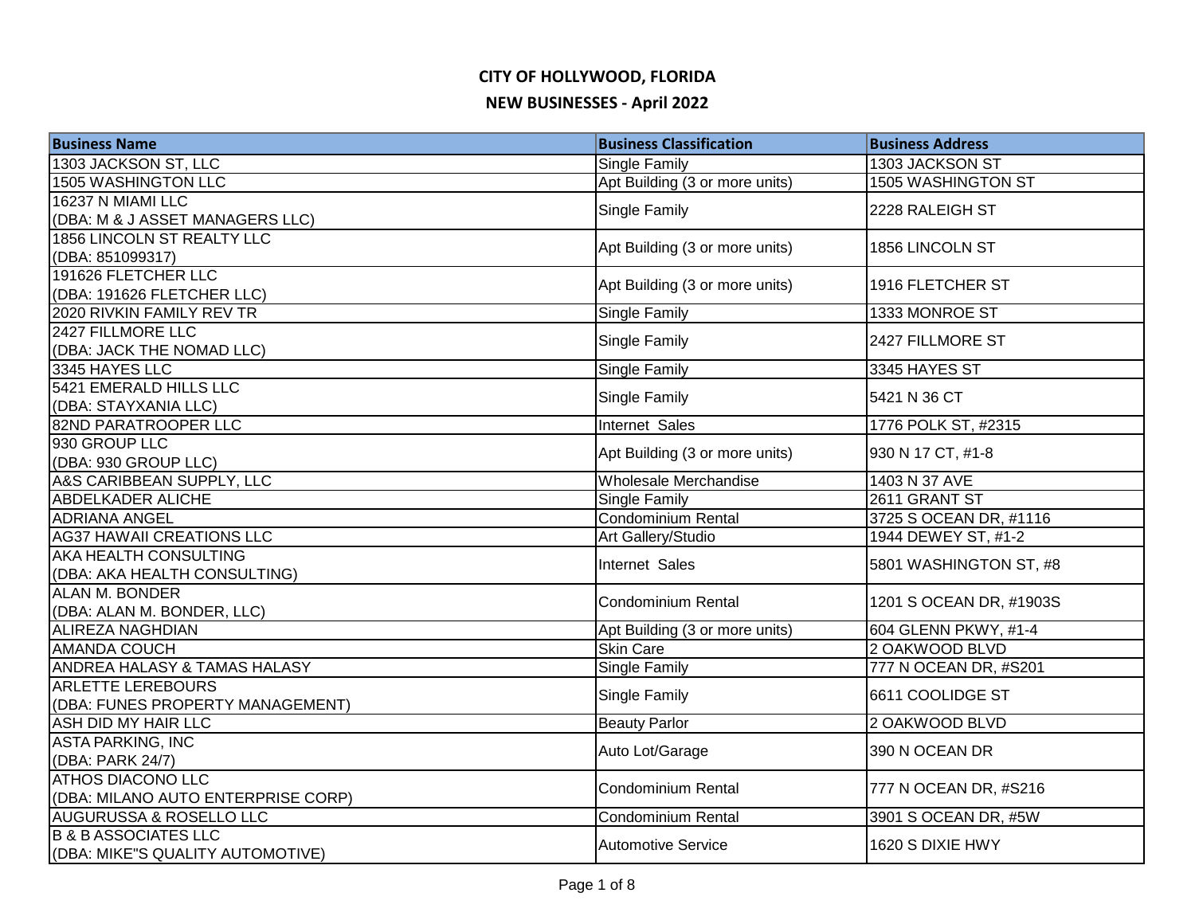# CITY OF HOLLYWOOD, FLORIDA

## NEW BUSINESSES - April 2022

| Business Name | Business Classification | Business Address |
|---|---|---|
| 1303 JACKSON ST, LLC | Single Family | 1303 JACKSON ST |
| 1505 WASHINGTON LLC | Apt Building (3 or more units) | 1505 WASHINGTON ST |
| 16237 N MIAMI LLC (DBA: M & J ASSET MANAGERS LLC) | Single Family | 2228 RALEIGH ST |
| 1856 LINCOLN ST REALTY LLC (DBA: 851099317) | Apt Building (3 or more units) | 1856 LINCOLN ST |
| 191626 FLETCHER LLC (DBA: 191626 FLETCHER LLC) | Apt Building (3 or more units) | 1916 FLETCHER ST |
| 2020 RIVKIN FAMILY REV TR | Single Family | 1333 MONROE ST |
| 2427 FILLMORE LLC (DBA: JACK THE NOMAD LLC) | Single Family | 2427 FILLMORE ST |
| 3345 HAYES LLC | Single Family | 3345 HAYES ST |
| 5421 EMERALD HILLS LLC (DBA: STAYXANIA LLC) | Single Family | 5421 N 36 CT |
| 82ND PARATROOPER LLC | Internet Sales | 1776 POLK ST, #2315 |
| 930 GROUP LLC (DBA: 930 GROUP LLC) | Apt Building (3 or more units) | 930 N 17 CT, #1-8 |
| A&S CARIBBEAN SUPPLY, LLC | Wholesale Merchandise | 1403 N 37 AVE |
| ABDELKADER ALICHE | Single Family | 2611 GRANT ST |
| ADRIANA ANGEL | Condominium Rental | 3725 S OCEAN DR, #1116 |
| AG37 HAWAII CREATIONS LLC | Art Gallery/Studio | 1944 DEWEY ST, #1-2 |
| AKA HEALTH CONSULTING (DBA: AKA HEALTH CONSULTING) | Internet Sales | 5801 WASHINGTON ST, #8 |
| ALAN M. BONDER (DBA: ALAN M. BONDER, LLC) | Condominium Rental | 1201 S OCEAN DR, #1903S |
| ALIREZA NAGHDIAN | Apt Building (3 or more units) | 604 GLENN PKWY, #1-4 |
| AMANDA COUCH | Skin Care | 2 OAKWOOD BLVD |
| ANDREA HALASY & TAMAS HALASY | Single Family | 777 N OCEAN DR, #S201 |
| ARLETTE LEREBOURS (DBA: FUNES PROPERTY MANAGEMENT) | Single Family | 6611 COOLIDGE ST |
| ASH DID MY HAIR LLC | Beauty Parlor | 2 OAKWOOD BLVD |
| ASTA PARKING, INC (DBA: PARK 24/7) | Auto Lot/Garage | 390 N OCEAN DR |
| ATHOS DIACONO LLC (DBA: MILANO AUTO ENTERPRISE CORP) | Condominium Rental | 777 N OCEAN DR, #S216 |
| AUGURUSSA & ROSELLO LLC | Condominium Rental | 3901 S OCEAN DR, #5W |
| B & B ASSOCIATES LLC (DBA: MIKE"S QUALITY AUTOMOTIVE) | Automotive Service | 1620 S DIXIE HWY |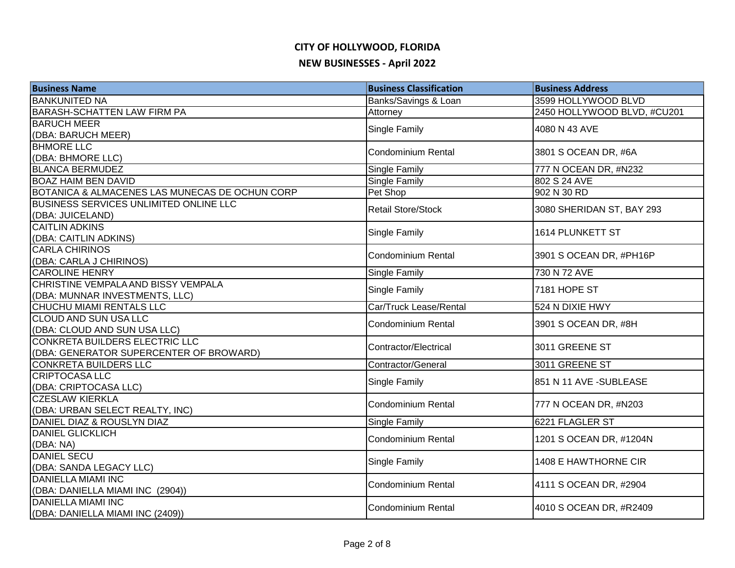# CITY OF HOLLYWOOD, FLORIDA

## NEW BUSINESSES - April 2022

| Business Name | Business Classification | Business Address |
|---|---|---|
| BANKUNITED NA | Banks/Savings & Loan | 3599 HOLLYWOOD BLVD |
| BARASH-SCHATTEN LAW FIRM PA | Attorney | 2450 HOLLYWOOD BLVD, #CU201 |
| BARUCH MEER (DBA: BARUCH MEER) | Single Family | 4080 N 43 AVE |
| BHMORE LLC (DBA: BHMORE LLC) | Condominium Rental | 3801 S OCEAN DR, #6A |
| BLANCA BERMUDEZ | Single Family | 777 N OCEAN DR, #N232 |
| BOAZ HAIM BEN DAVID | Single Family | 802 S 24 AVE |
| BOTANICA & ALMACENES LAS MUNECAS DE OCHUN CORP | Pet Shop | 902 N 30 RD |
| BUSINESS SERVICES UNLIMITED ONLINE LLC (DBA: JUICELAND) | Retail Store/Stock | 3080 SHERIDAN ST, BAY 293 |
| CAITLIN ADKINS (DBA: CAITLIN ADKINS) | Single Family | 1614 PLUNKETT ST |
| CARLA CHIRINOS (DBA: CARLA J CHIRINOS) | Condominium Rental | 3901 S OCEAN DR, #PH16P |
| CAROLINE HENRY | Single Family | 730 N 72 AVE |
| CHRISTINE VEMPALA AND BISSY VEMPALA (DBA: MUNNAR INVESTMENTS, LLC) | Single Family | 7181 HOPE ST |
| CHUCHU MIAMI RENTALS LLC | Car/Truck Lease/Rental | 524 N DIXIE HWY |
| CLOUD AND SUN USA LLC (DBA: CLOUD AND SUN USA LLC) | Condominium Rental | 3901 S OCEAN DR, #8H |
| CONKRETA BUILDERS ELECTRIC LLC (DBA: GENERATOR SUPERCENTER OF BROWARD) | Contractor/Electrical | 3011 GREENE ST |
| CONKRETA BUILDERS LLC | Contractor/General | 3011 GREENE ST |
| CRIPTOCASA LLC (DBA: CRIPTOCASA LLC) | Single Family | 851 N 11 AVE -SUBLEASE |
| CZESLAW KIERKLA (DBA: URBAN SELECT REALTY, INC) | Condominium Rental | 777 N OCEAN DR, #N203 |
| DANIEL DIAZ & ROUSLYN DIAZ | Single Family | 6221 FLAGLER ST |
| DANIEL GLICKLICH (DBA: NA) | Condominium Rental | 1201 S OCEAN DR, #1204N |
| DANIEL SECU (DBA: SANDA LEGACY LLC) | Single Family | 1408 E HAWTHORNE CIR |
| DANIELLA MIAMI INC (DBA: DANIELLA MIAMI INC (2904)) | Condominium Rental | 4111 S OCEAN DR, #2904 |
| DANIELLA MIAMI INC (DBA: DANIELLA MIAMI INC (2409)) | Condominium Rental | 4010 S OCEAN DR, #R2409 |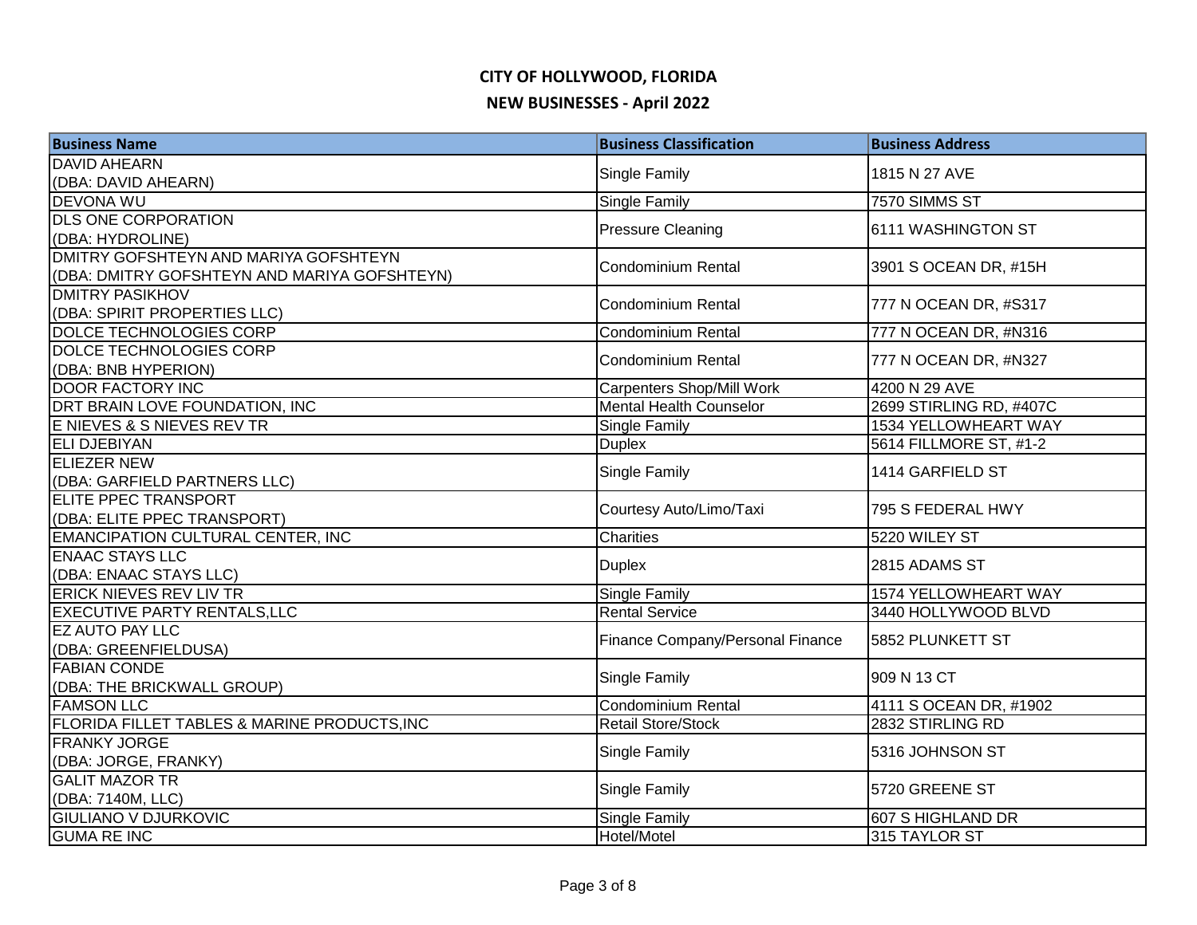# CITY OF HOLLYWOOD, FLORIDA

## NEW BUSINESSES - April 2022

| Business Name | Business Classification | Business Address |
|---|---|---|
| DAVID AHEARN (DBA: DAVID AHEARN) | Single Family | 1815 N 27 AVE |
| DEVONA WU | Single Family | 7570 SIMMS ST |
| DLS ONE CORPORATION (DBA: HYDROLINE) | Pressure Cleaning | 6111 WASHINGTON ST |
| DMITRY GOFSHTEYN AND MARIYA GOFSHTEYN (DBA: DMITRY GOFSHTEYN AND MARIYA GOFSHTEYN) | Condominium Rental | 3901 S OCEAN DR, #15H |
| DMITRY PASIKHOV (DBA: SPIRIT PROPERTIES LLC) | Condominium Rental | 777 N OCEAN DR, #S317 |
| DOLCE TECHNOLOGIES CORP | Condominium Rental | 777 N OCEAN DR, #N316 |
| DOLCE TECHNOLOGIES CORP (DBA: BNB HYPERION) | Condominium Rental | 777 N OCEAN DR, #N327 |
| DOOR FACTORY INC | Carpenters Shop/Mill Work | 4200 N 29 AVE |
| DRT BRAIN LOVE FOUNDATION, INC | Mental Health Counselor | 2699 STIRLING RD, #407C |
| E NIEVES & S NIEVES REV TR | Single Family | 1534 YELLOWHEART WAY |
| ELI DJEBIYAN | Duplex | 5614 FILLMORE ST, #1-2 |
| ELIEZER NEW (DBA: GARFIELD PARTNERS LLC) | Single Family | 1414 GARFIELD ST |
| ELITE PPEC TRANSPORT (DBA: ELITE PPEC TRANSPORT) | Courtesy Auto/Limo/Taxi | 795 S FEDERAL HWY |
| EMANCIPATION CULTURAL CENTER, INC | Charities | 5220 WILEY ST |
| ENAAC STAYS LLC (DBA: ENAAC STAYS LLC) | Duplex | 2815 ADAMS ST |
| ERICK NIEVES REV LIV TR | Single Family | 1574 YELLOWHEART WAY |
| EXECUTIVE PARTY RENTALS,LLC | Rental Service | 3440 HOLLYWOOD BLVD |
| EZ AUTO PAY LLC (DBA: GREENFIELDUSA) | Finance Company/Personal Finance | 5852 PLUNKETT ST |
| FABIAN CONDE (DBA: THE BRICKWALL GROUP) | Single Family | 909 N 13 CT |
| FAMSON LLC | Condominium Rental | 4111 S OCEAN DR, #1902 |
| FLORIDA FILLET TABLES & MARINE PRODUCTS,INC | Retail Store/Stock | 2832 STIRLING RD |
| FRANKY JORGE (DBA: JORGE, FRANKY) | Single Family | 5316 JOHNSON ST |
| GALIT MAZOR TR (DBA: 7140M, LLC) | Single Family | 5720 GREENE ST |
| GIULIANO V DJURKOVIC | Single Family | 607 S HIGHLAND DR |
| GUMA RE INC | Hotel/Motel | 315 TAYLOR ST |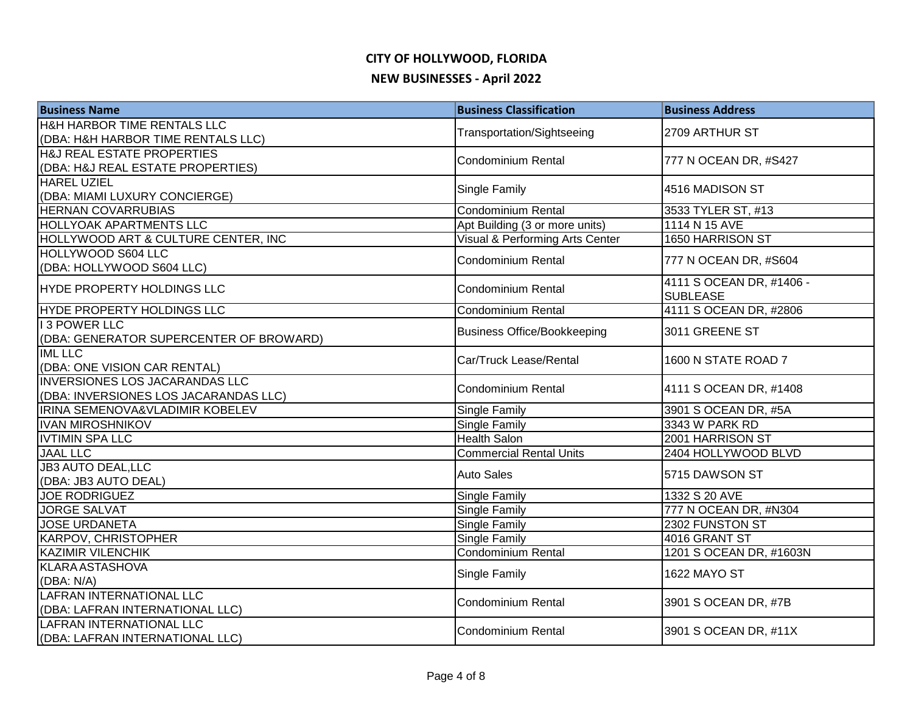# CITY OF HOLLYWOOD, FLORIDA

## NEW BUSINESSES - April 2022

| Business Name | Business Classification | Business Address |
| --- | --- | --- |
| H&H HARBOR TIME RENTALS LLC (DBA: H&H HARBOR TIME RENTALS LLC) | Transportation/Sightseeing | 2709 ARTHUR ST |
| H&J REAL ESTATE PROPERTIES (DBA: H&J REAL ESTATE PROPERTIES) | Condominium Rental | 777 N OCEAN DR, #S427 |
| HAREL UZIEL (DBA: MIAMI LUXURY CONCIERGE) | Single Family | 4516 MADISON ST |
| HERNAN COVARRUBIAS | Condominium Rental | 3533 TYLER ST, #13 |
| HOLLYOAK APARTMENTS LLC | Apt Building (3 or more units) | 1114 N 15 AVE |
| HOLLYWOOD ART & CULTURE CENTER, INC | Visual & Performing Arts Center | 1650 HARRISON ST |
| HOLLYWOOD S604 LLC (DBA: HOLLYWOOD S604 LLC) | Condominium Rental | 777 N OCEAN DR, #S604 |
| HYDE PROPERTY HOLDINGS LLC | Condominium Rental | 4111 S OCEAN DR, #1406 - SUBLEASE |
| HYDE PROPERTY HOLDINGS LLC | Condominium Rental | 4111 S OCEAN DR, #2806 |
| I 3 POWER LLC (DBA: GENERATOR SUPERCENTER OF BROWARD) | Business Office/Bookkeeping | 3011 GREENE ST |
| IML LLC (DBA: ONE VISION CAR RENTAL) | Car/Truck Lease/Rental | 1600 N STATE ROAD 7 |
| INVERSIONES LOS JACARANDAS LLC (DBA: INVERSIONES LOS JACARANDAS LLC) | Condominium Rental | 4111 S OCEAN DR, #1408 |
| IRINA SEMENOVA&VLADIMIR KOBELEV | Single Family | 3901 S OCEAN DR, #5A |
| IVAN MIROSHNIKOV | Single Family | 3343 W PARK RD |
| IVTIMIN SPA LLC | Health Salon | 2001 HARRISON ST |
| JAAL LLC | Commercial Rental Units | 2404 HOLLYWOOD BLVD |
| JB3 AUTO DEAL,LLC (DBA: JB3 AUTO DEAL) | Auto Sales | 5715 DAWSON ST |
| JOE RODRIGUEZ | Single Family | 1332 S 20 AVE |
| JORGE SALVAT | Single Family | 777 N OCEAN DR, #N304 |
| JOSE URDANETA | Single Family | 2302 FUNSTON ST |
| KARPOV, CHRISTOPHER | Single Family | 4016 GRANT ST |
| KAZIMIR VILENCHIK | Condominium Rental | 1201 S OCEAN DR, #1603N |
| KLARA ASTASHOVA (DBA: N/A) | Single Family | 1622 MAYO ST |
| LAFRAN INTERNATIONAL LLC (DBA: LAFRAN INTERNATIONAL LLC) | Condominium Rental | 3901 S OCEAN DR, #7B |
| LAFRAN INTERNATIONAL LLC (DBA: LAFRAN INTERNATIONAL LLC) | Condominium Rental | 3901 S OCEAN DR, #11X |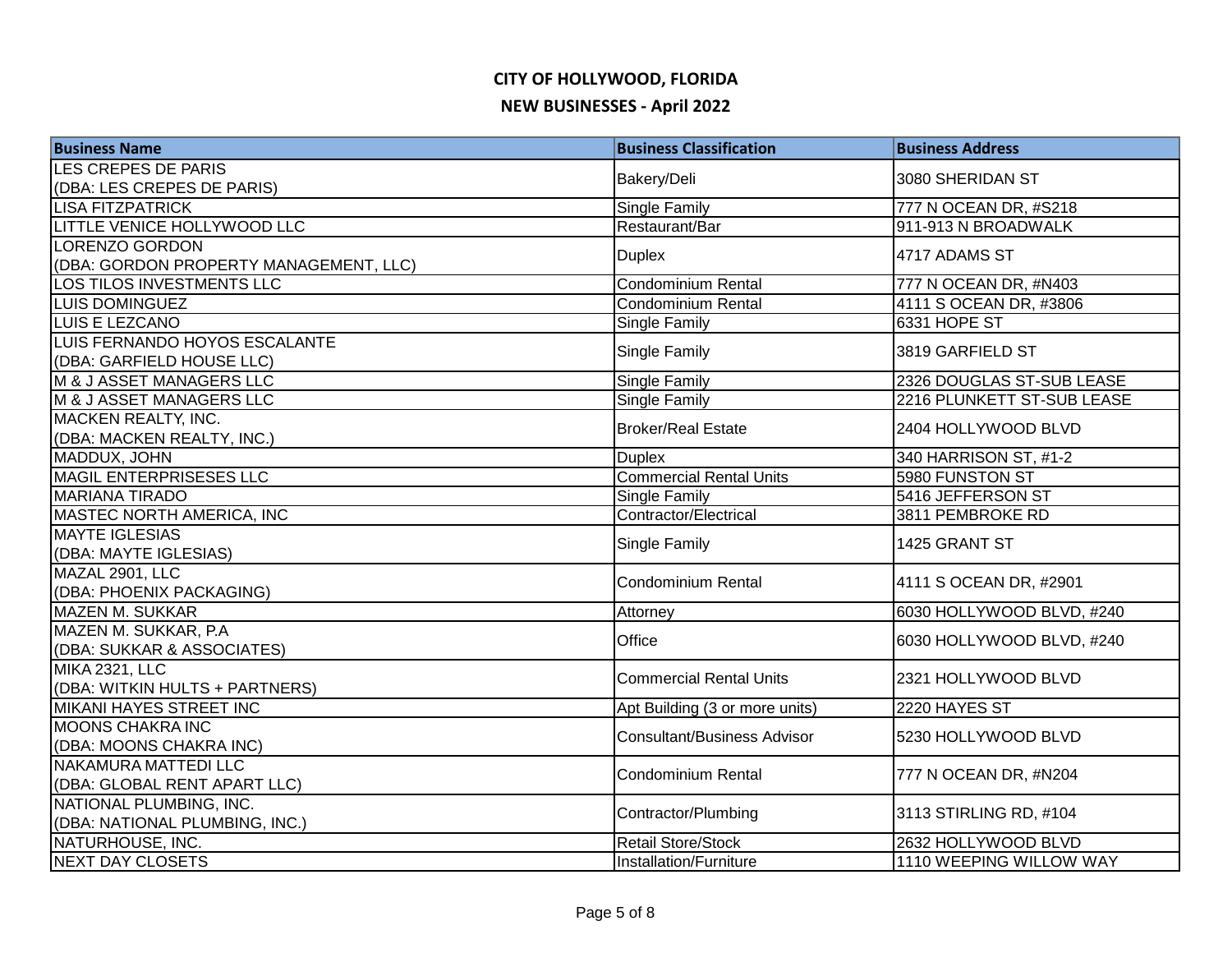# CITY OF HOLLYWOOD, FLORIDA

## NEW BUSINESSES - April 2022

| Business Name | Business Classification | Business Address |
|---|---|---|
| LES CREPES DE PARIS (DBA: LES CREPES DE PARIS) | Bakery/Deli | 3080 SHERIDAN ST |
| LISA FITZPATRICK | Single Family | 777 N OCEAN DR, #S218 |
| LITTLE VENICE HOLLYWOOD LLC | Restaurant/Bar | 911-913 N BROADWALK |
| LORENZO GORDON (DBA: GORDON PROPERTY MANAGEMENT, LLC) | Duplex | 4717 ADAMS ST |
| LOS TILOS INVESTMENTS LLC | Condominium Rental | 777 N OCEAN DR, #N403 |
| LUIS DOMINGUEZ | Condominium Rental | 4111 S OCEAN DR, #3806 |
| LUIS E LEZCANO | Single Family | 6331 HOPE ST |
| LUIS FERNANDO HOYOS ESCALANTE (DBA: GARFIELD HOUSE LLC) | Single Family | 3819 GARFIELD ST |
| M & J ASSET MANAGERS LLC | Single Family | 2326 DOUGLAS ST-SUB LEASE |
| M & J ASSET MANAGERS LLC | Single Family | 2216 PLUNKETT ST-SUB LEASE |
| MACKEN REALTY, INC. (DBA: MACKEN REALTY, INC.) | Broker/Real Estate | 2404 HOLLYWOOD BLVD |
| MADDUX, JOHN | Duplex | 340 HARRISON ST, #1-2 |
| MAGIL ENTERPRISESES LLC | Commercial Rental Units | 5980 FUNSTON ST |
| MARIANA TIRADO | Single Family | 5416 JEFFERSON ST |
| MASTEC NORTH AMERICA, INC | Contractor/Electrical | 3811 PEMBROKE RD |
| MAYTE IGLESIAS (DBA: MAYTE IGLESIAS) | Single Family | 1425 GRANT ST |
| MAZAL 2901, LLC (DBA: PHOENIX PACKAGING) | Condominium Rental | 4111 S OCEAN DR, #2901 |
| MAZEN M. SUKKAR | Attorney | 6030 HOLLYWOOD BLVD, #240 |
| MAZEN M. SUKKAR, P.A (DBA: SUKKAR & ASSOCIATES) | Office | 6030 HOLLYWOOD BLVD, #240 |
| MIKA 2321, LLC (DBA: WITKIN HULTS + PARTNERS) | Commercial Rental Units | 2321 HOLLYWOOD BLVD |
| MIKANI HAYES STREET INC | Apt Building (3 or more units) | 2220 HAYES ST |
| MOONS CHAKRA INC (DBA: MOONS CHAKRA INC) | Consultant/Business Advisor | 5230 HOLLYWOOD BLVD |
| NAKAMURA MATTEDI LLC (DBA: GLOBAL RENT APART LLC) | Condominium Rental | 777 N OCEAN DR, #N204 |
| NATIONAL PLUMBING, INC. (DBA: NATIONAL PLUMBING, INC.) | Contractor/Plumbing | 3113 STIRLING RD, #104 |
| NATURHOUSE, INC. | Retail Store/Stock | 2632 HOLLYWOOD BLVD |
| NEXT DAY CLOSETS | Installation/Furniture | 1110 WEEPING WILLOW WAY |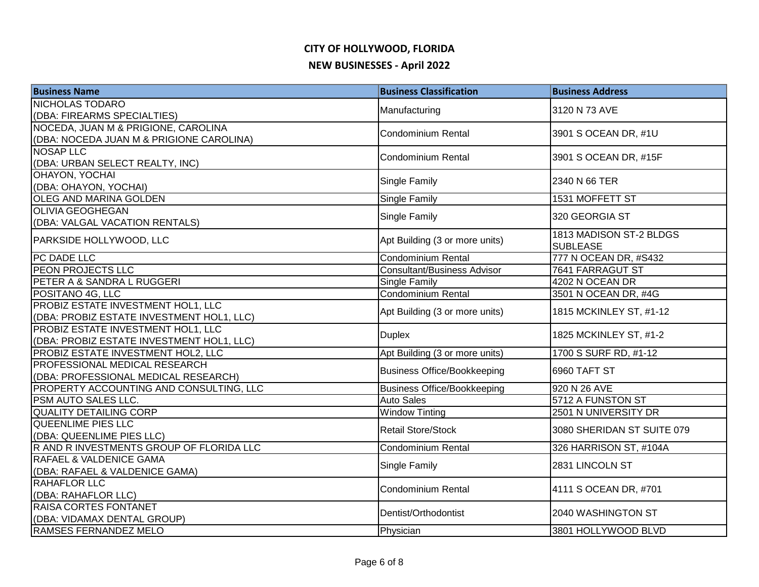# CITY OF HOLLYWOOD, FLORIDA

## NEW BUSINESSES - April 2022

| Business Name | Business Classification | Business Address |
| --- | --- | --- |
| NICHOLAS TODARO (DBA: FIREARMS SPECIALTIES) | Manufacturing | 3120 N 73 AVE |
| NOCEDA, JUAN M & PRIGIONE, CAROLINA (DBA: NOCEDA JUAN M & PRIGIONE CAROLINA) | Condominium Rental | 3901 S OCEAN DR, #1U |
| NOSAP LLC (DBA: URBAN SELECT REALTY, INC) | Condominium Rental | 3901 S OCEAN DR, #15F |
| OHAYON, YOCHAI (DBA: OHAYON, YOCHAI) | Single Family | 2340 N 66 TER |
| OLEG AND MARINA GOLDEN | Single Family | 1531 MOFFETT ST |
| OLIVIA GEOGHEGAN (DBA: VALGAL VACATION RENTALS) | Single Family | 320 GEORGIA ST |
| PARKSIDE HOLLYWOOD, LLC | Apt Building (3 or more units) | 1813 MADISON ST-2 BLDGS SUBLEASE |
| PC DADE LLC | Condominium Rental | 777 N OCEAN DR, #S432 |
| PEON PROJECTS LLC | Consultant/Business Advisor | 7641 FARRAGUT ST |
| PETER A & SANDRA L RUGGERI | Single Family | 4202 N OCEAN DR |
| POSITANO 4G, LLC | Condominium Rental | 3501 N OCEAN DR, #4G |
| PROBIZ ESTATE INVESTMENT HOL1, LLC (DBA: PROBIZ ESTATE INVESTMENT HOL1, LLC) | Apt Building (3 or more units) | 1815 MCKINLEY ST, #1-12 |
| PROBIZ ESTATE INVESTMENT HOL1, LLC (DBA: PROBIZ ESTATE INVESTMENT HOL1, LLC) | Duplex | 1825 MCKINLEY ST, #1-2 |
| PROBIZ ESTATE INVESTMENT HOL2, LLC | Apt Building (3 or more units) | 1700 S SURF RD, #1-12 |
| PROFESSIONAL MEDICAL RESEARCH (DBA: PROFESSIONAL MEDICAL RESEARCH) | Business Office/Bookkeeping | 6960 TAFT ST |
| PROPERTY ACCOUNTING AND CONSULTING, LLC | Business Office/Bookkeeping | 920 N 26 AVE |
| PSM AUTO SALES LLC. | Auto Sales | 5712 A FUNSTON ST |
| QUALITY DETAILING CORP | Window Tinting | 2501 N UNIVERSITY DR |
| QUEENLIME PIES LLC (DBA: QUEENLIME PIES LLC) | Retail Store/Stock | 3080 SHERIDAN ST SUITE 079 |
| R AND R INVESTMENTS GROUP OF FLORIDA LLC | Condominium Rental | 326 HARRISON ST, #104A |
| RAFAEL & VALDENICE GAMA (DBA: RAFAEL & VALDENICE GAMA) | Single Family | 2831 LINCOLN ST |
| RAHAFLOR LLC (DBA: RAHAFLOR LLC) | Condominium Rental | 4111 S OCEAN DR, #701 |
| RAISA CORTES FONTANET (DBA: VIDAMAX DENTAL GROUP) | Dentist/Orthodontist | 2040 WASHINGTON ST |
| RAMSES FERNANDEZ MELO | Physician | 3801 HOLLYWOOD BLVD |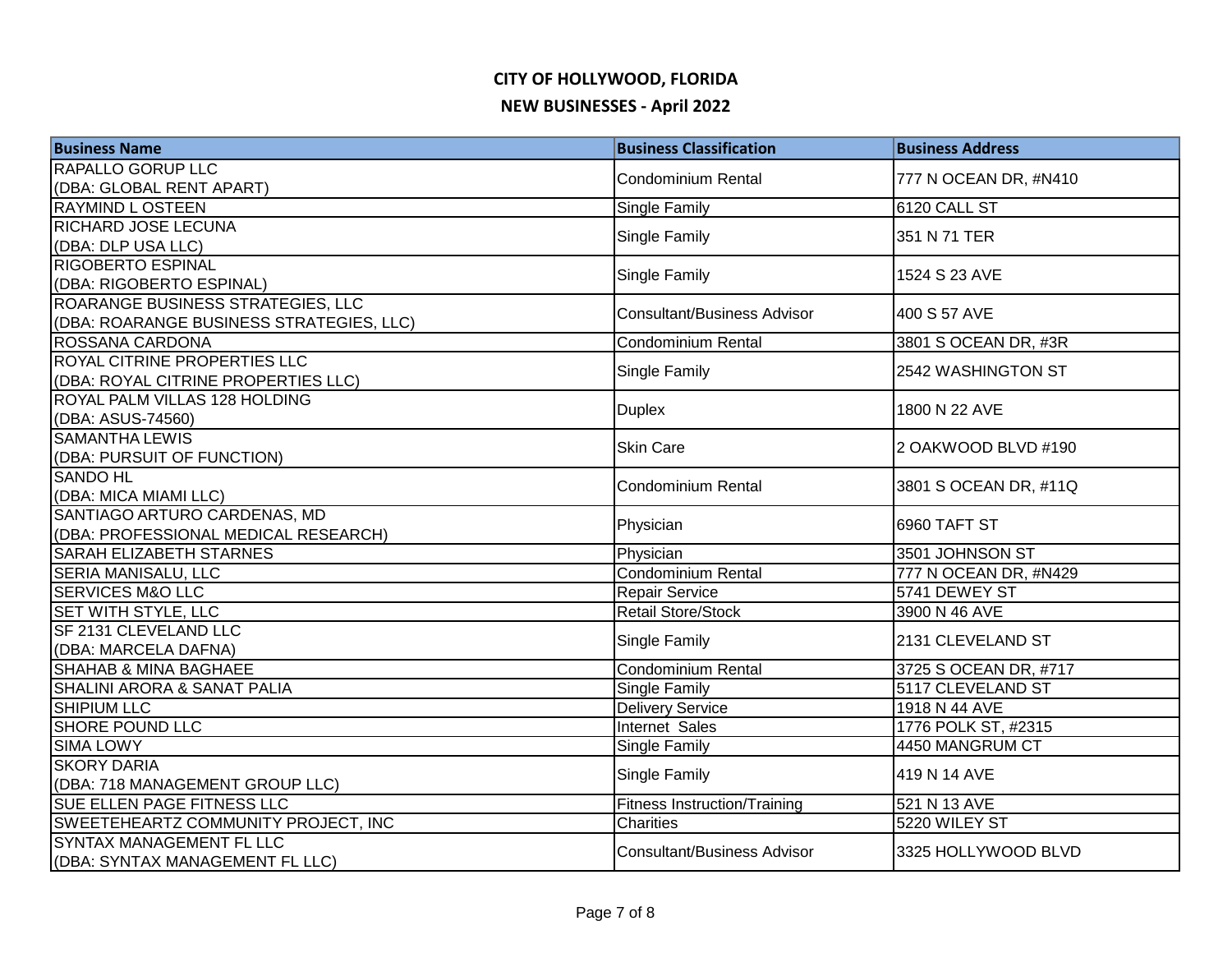# CITY OF HOLLYWOOD, FLORIDA

## NEW BUSINESSES - April 2022

| Business Name | Business Classification | Business Address |
|---|---|---|
| RAPALLO GORUP LLC (DBA: GLOBAL RENT APART) | Condominium Rental | 777 N OCEAN DR, #N410 |
| RAYMIND L OSTEEN | Single Family | 6120 CALL ST |
| RICHARD JOSE LECUNA (DBA: DLP USA LLC) | Single Family | 351 N 71 TER |
| RIGOBERTO ESPINAL (DBA: RIGOBERTO ESPINAL) | Single Family | 1524 S 23 AVE |
| ROARANGE BUSINESS STRATEGIES, LLC (DBA: ROARANGE BUSINESS STRATEGIES, LLC) | Consultant/Business Advisor | 400 S 57 AVE |
| ROSSANA CARDONA | Condominium Rental | 3801 S OCEAN DR, #3R |
| ROYAL CITRINE PROPERTIES LLC (DBA: ROYAL CITRINE PROPERTIES LLC) | Single Family | 2542 WASHINGTON ST |
| ROYAL PALM VILLAS 128 HOLDING (DBA: ASUS-74560) | Duplex | 1800 N 22 AVE |
| SAMANTHA LEWIS (DBA: PURSUIT OF FUNCTION) | Skin Care | 2 OAKWOOD BLVD #190 |
| SANDO HL (DBA: MICA MIAMI LLC) | Condominium Rental | 3801 S OCEAN DR, #11Q |
| SANTIAGO ARTURO CARDENAS, MD (DBA: PROFESSIONAL MEDICAL RESEARCH) | Physician | 6960 TAFT ST |
| SARAH ELIZABETH STARNES | Physician | 3501 JOHNSON ST |
| SERIA MANISALU, LLC | Condominium Rental | 777 N OCEAN DR, #N429 |
| SERVICES M&O LLC | Repair Service | 5741 DEWEY ST |
| SET WITH STYLE, LLC | Retail Store/Stock | 3900 N 46 AVE |
| SF 2131 CLEVELAND LLC (DBA: MARCELA DAFNA) | Single Family | 2131 CLEVELAND ST |
| SHAHAB & MINA BAGHAEE | Condominium Rental | 3725 S OCEAN DR, #717 |
| SHALINI ARORA & SANAT PALIA | Single Family | 5117 CLEVELAND ST |
| SHIPIUM LLC | Delivery Service | 1918 N 44 AVE |
| SHORE POUND LLC | Internet Sales | 1776 POLK ST, #2315 |
| SIMA LOWY | Single Family | 4450 MANGRUM CT |
| SKORY DARIA (DBA: 718 MANAGEMENT GROUP LLC) | Single Family | 419 N 14 AVE |
| SUE ELLEN PAGE FITNESS LLC | Fitness Instruction/Training | 521 N 13 AVE |
| SWEETEHEARTZ COMMUNITY PROJECT, INC | Charities | 5220 WILEY ST |
| SYNTAX MANAGEMENT FL LLC (DBA: SYNTAX MANAGEMENT FL LLC) | Consultant/Business Advisor | 3325 HOLLYWOOD BLVD |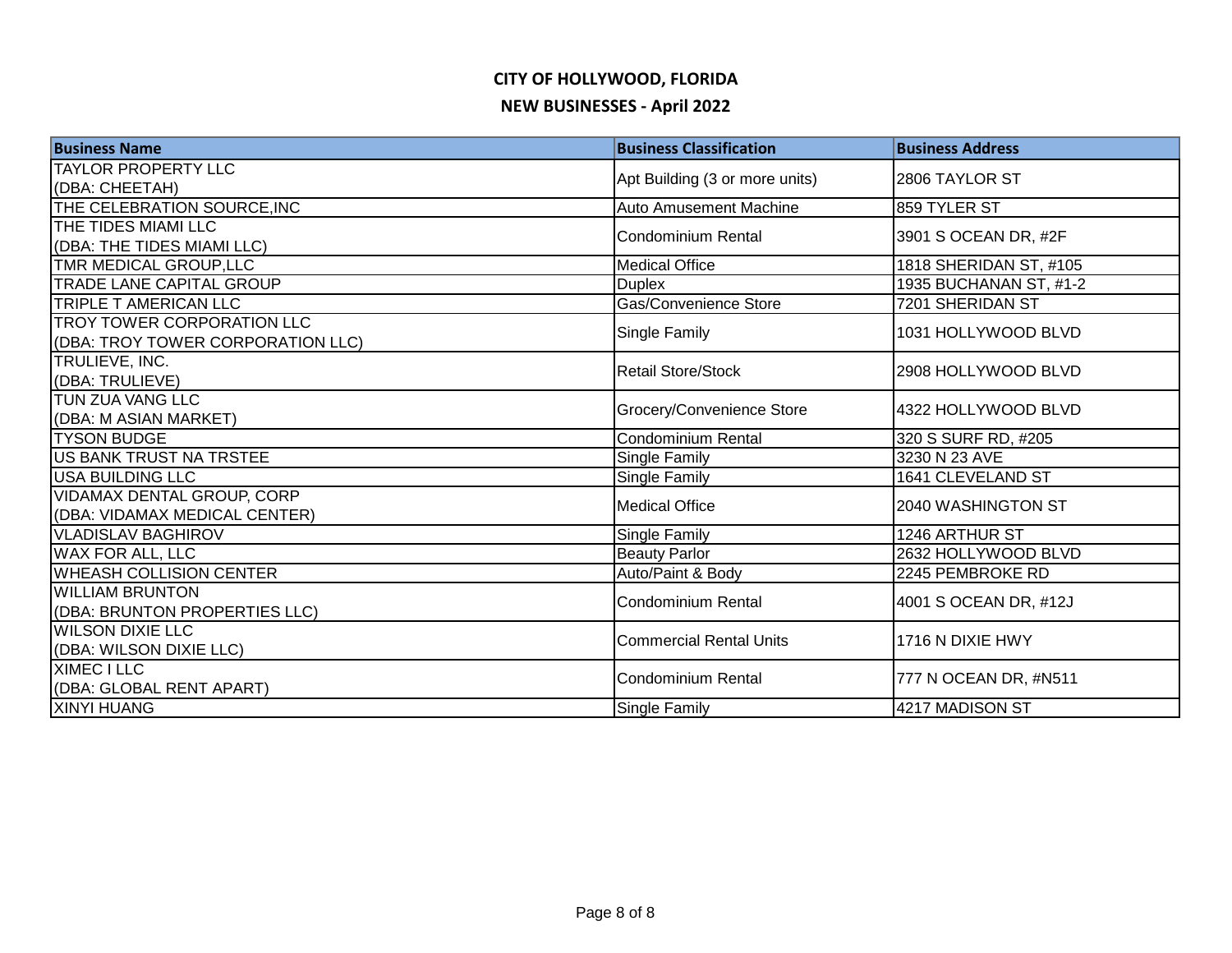# CITY OF HOLLYWOOD, FLORIDA

## NEW BUSINESSES - April 2022

| Business Name | Business Classification | Business Address |
|---|---|---|
| TAYLOR PROPERTY LLC (DBA: CHEETAH) | Apt Building (3 or more units) | 2806 TAYLOR ST |
| THE CELEBRATION SOURCE,INC | Auto Amusement Machine | 859 TYLER ST |
| THE TIDES MIAMI LLC (DBA: THE TIDES MIAMI LLC) | Condominium Rental | 3901 S OCEAN DR, #2F |
| TMR MEDICAL GROUP,LLC | Medical Office | 1818 SHERIDAN ST, #105 |
| TRADE LANE CAPITAL GROUP | Duplex | 1935 BUCHANAN ST, #1-2 |
| TRIPLE T AMERICAN LLC | Gas/Convenience Store | 7201 SHERIDAN ST |
| TROY TOWER CORPORATION LLC (DBA: TROY TOWER CORPORATION LLC) | Single Family | 1031 HOLLYWOOD BLVD |
| TRULIEVE, INC. (DBA: TRULIEVE) | Retail Store/Stock | 2908 HOLLYWOOD BLVD |
| TUN ZUA VANG LLC (DBA: M ASIAN MARKET) | Grocery/Convenience Store | 4322 HOLLYWOOD BLVD |
| TYSON BUDGE | Condominium Rental | 320 S SURF RD, #205 |
| US BANK TRUST NA TRSTEE | Single Family | 3230 N 23 AVE |
| USA BUILDING LLC | Single Family | 1641 CLEVELAND ST |
| VIDAMAX DENTAL GROUP, CORP (DBA: VIDAMAX MEDICAL CENTER) | Medical Office | 2040 WASHINGTON ST |
| VLADISLAV BAGHIROV | Single Family | 1246 ARTHUR ST |
| WAX FOR ALL, LLC | Beauty Parlor | 2632 HOLLYWOOD BLVD |
| WHEASH COLLISION CENTER | Auto/Paint & Body | 2245 PEMBROKE RD |
| WILLIAM BRUNTON (DBA: BRUNTON PROPERTIES LLC) | Condominium Rental | 4001 S OCEAN DR, #12J |
| WILSON DIXIE LLC (DBA: WILSON DIXIE LLC) | Commercial Rental Units | 1716 N DIXIE HWY |
| XIMEC I LLC (DBA: GLOBAL RENT APART) | Condominium Rental | 777 N OCEAN DR, #N511 |
| XINYI HUANG | Single Family | 4217 MADISON ST |